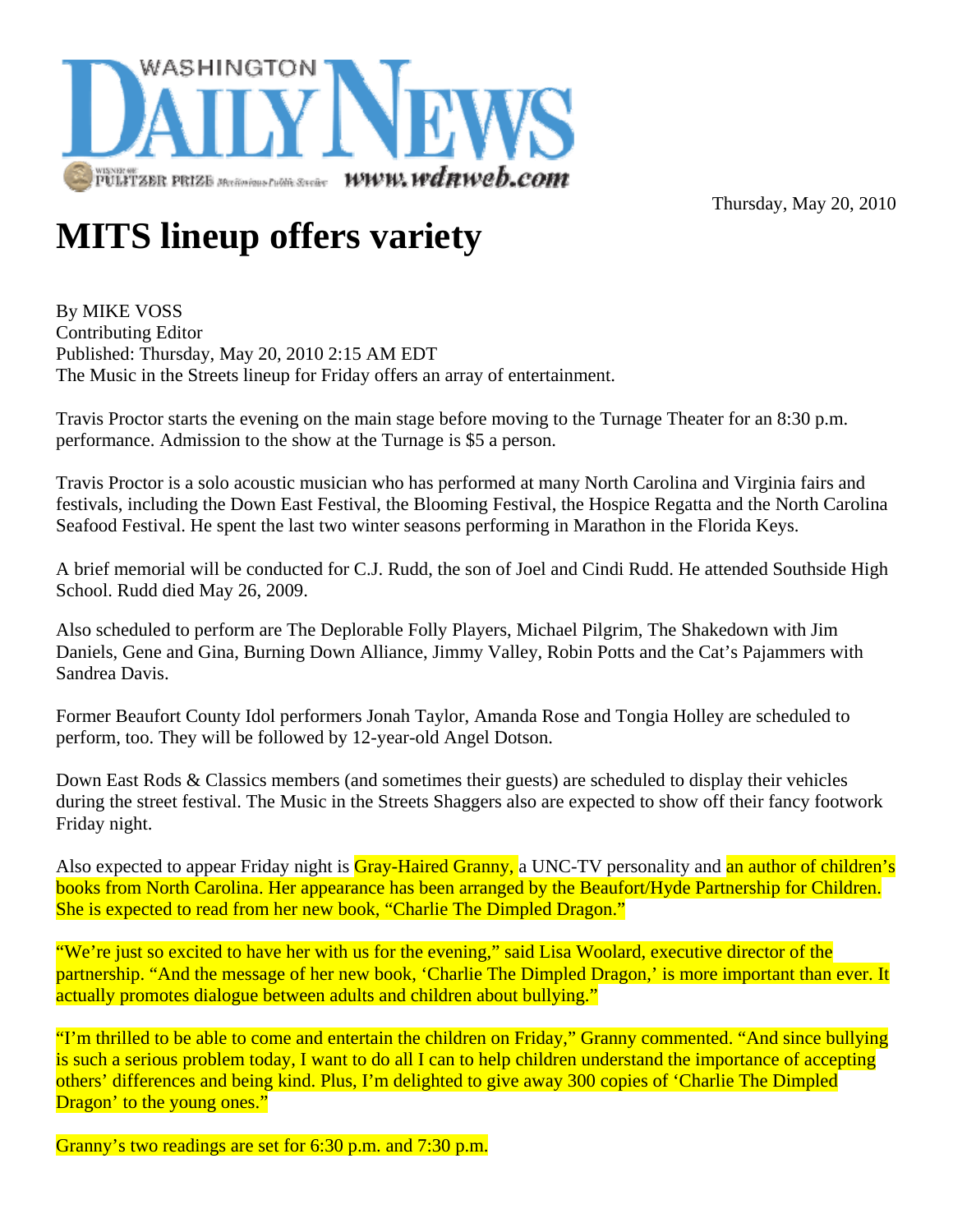WASHINGTON DAILY NEWS

WINNER OF PULITZER PRIZE Meritorious Public Service www.wdnweb.com

Thursday, May 20, 2010

# MITS lineup offers variety

By MIKE VOSS
Contributing Editor
Published: Thursday, May 20, 2010 2:15 AM EDT
The Music in the Streets lineup for Friday offers an array of entertainment.

Travis Proctor starts the evening on the main stage before moving to the Turnage Theater for an 8:30 p.m. performance. Admission to the show at the Turnage is $5 a person.

Travis Proctor is a solo acoustic musician who has performed at many North Carolina and Virginia fairs and festivals, including the Down East Festival, the Blooming Festival, the Hospice Regatta and the North Carolina Seafood Festival. He spent the last two winter seasons performing in Marathon in the Florida Keys.

A brief memorial will be conducted for C.J. Rudd, the son of Joel and Cindi Rudd. He attended Southside High School. Rudd died May 26, 2009.

Also scheduled to perform are The Deplorable Folly Players, Michael Pilgrim, The Shakedown with Jim Daniels, Gene and Gina, Burning Down Alliance, Jimmy Valley, Robin Potts and the Cat's Pajammers with Sandrea Davis.

Former Beaufort County Idol performers Jonah Taylor, Amanda Rose and Tongia Holley are scheduled to perform, too. They will be followed by 12-year-old Angel Dotson.

Down East Rods & Classics members (and sometimes their guests) are scheduled to display their vehicles during the street festival. The Music in the Streets Shaggers also are expected to show off their fancy footwork Friday night.

Also expected to appear Friday night is Gray-Haired Granny, a UNC-TV personality and an author of children's books from North Carolina. Her appearance has been arranged by the Beaufort/Hyde Partnership for Children. She is expected to read from her new book, "Charlie The Dimpled Dragon."

"We're just so excited to have her with us for the evening," said Lisa Woolard, executive director of the partnership. "And the message of her new book, 'Charlie The Dimpled Dragon,' is more important than ever. It actually promotes dialogue between adults and children about bullying."

"I'm thrilled to be able to come and entertain the children on Friday," Granny commented. "And since bullying is such a serious problem today, I want to do all I can to help children understand the importance of accepting others' differences and being kind. Plus, I'm delighted to give away 300 copies of 'Charlie The Dimpled Dragon' to the young ones."

Granny's two readings are set for 6:30 p.m. and 7:30 p.m.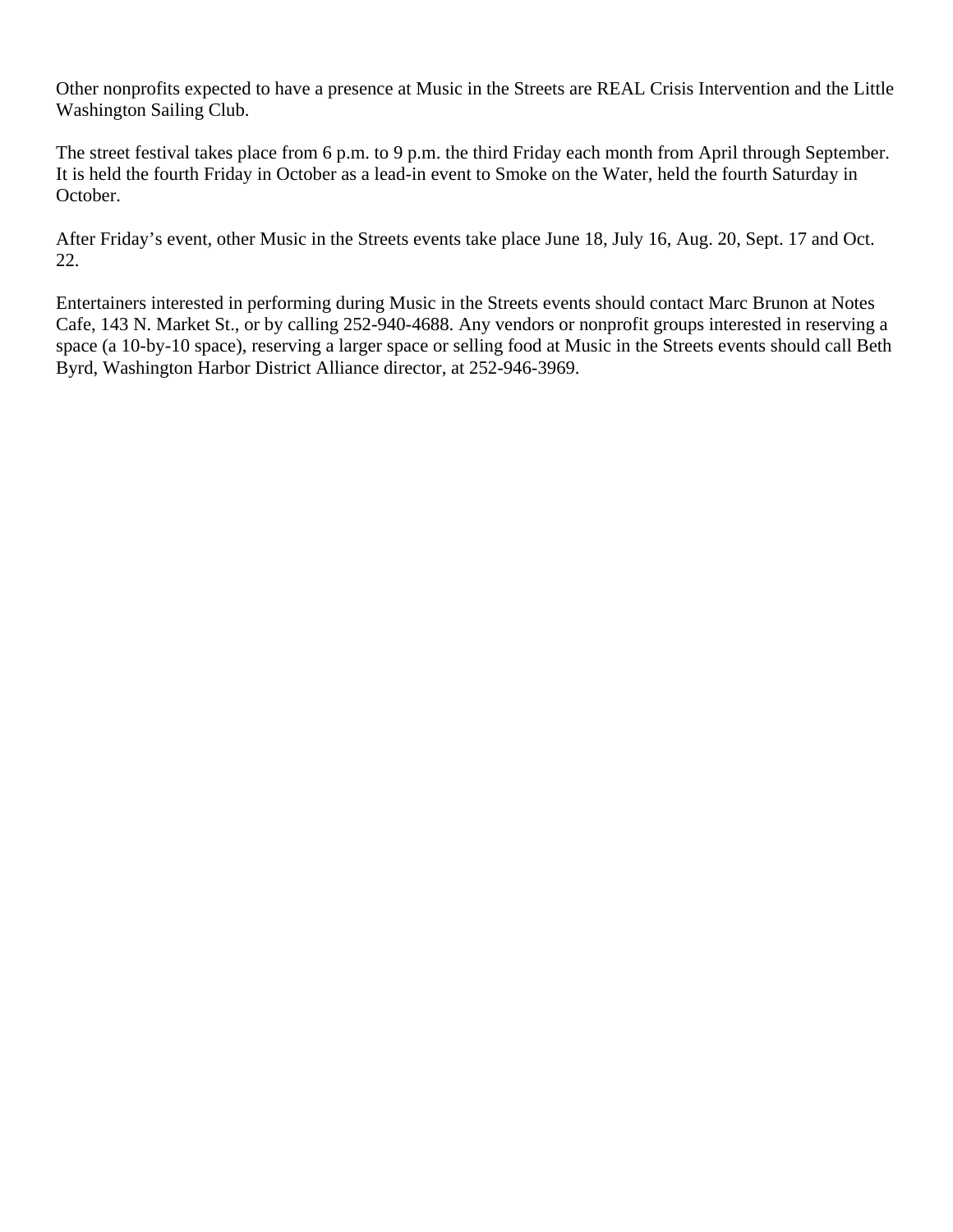Other nonprofits expected to have a presence at Music in the Streets are REAL Crisis Intervention and the Little Washington Sailing Club.

The street festival takes place from 6 p.m. to 9 p.m. the third Friday each month from April through September. It is held the fourth Friday in October as a lead-in event to Smoke on the Water, held the fourth Saturday in October.

After Friday's event, other Music in the Streets events take place June 18, July 16, Aug. 20, Sept. 17 and Oct. 22.

Entertainers interested in performing during Music in the Streets events should contact Marc Brunon at Notes Cafe, 143 N. Market St., or by calling 252-940-4688. Any vendors or nonprofit groups interested in reserving a space (a 10-by-10 space), reserving a larger space or selling food at Music in the Streets events should call Beth Byrd, Washington Harbor District Alliance director, at 252-946-3969.